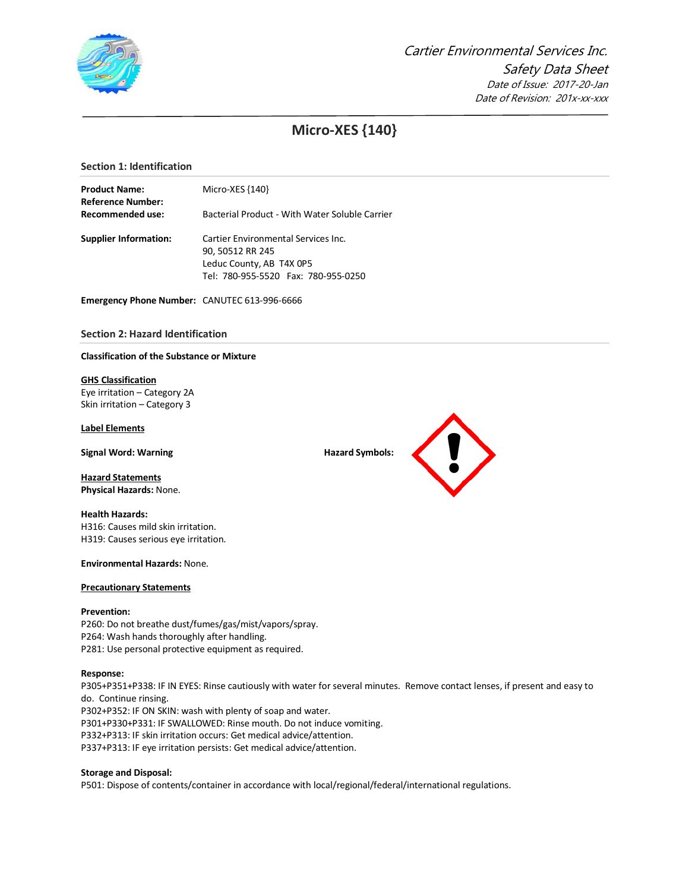*Cartier Environmental Services Inc.*

*Safety Data Sheet*

*Date of Issue: 2017-20-Jan*

*Date of Revision: 201x-xx-xxx*

# Micro-XES {140}

## Section 1: Identification

**Product Name:** Micro-XES {140}

**Reference Number:**

**Recommended use:** Bacterial Product - With Water Soluble Carrier

**Supplier Information:** Cartier Environmental Services Inc.
90, 50512 RR 245
Leduc County, AB T4X 0P5
Tel: 780-955-5520 Fax: 780-955-0250

**Emergency Phone Number:** CANUTEC 613-996-6666

## Section 2: Hazard Identification

**Classification of the Substance or Mixture**

**GHS Classification**
Eye irritation – Category 2A
Skin irritation – Category 3

**Label Elements**

**Signal Word: Warning**

**Hazard Symbols:**

**Hazard Statements**
**Physical Hazards:** None.

**Health Hazards:**
H316: Causes mild skin irritation.
H319: Causes serious eye irritation.

**Environmental Hazards:** None.

**Precautionary Statements**

**Prevention:**
P260: Do not breathe dust/fumes/gas/mist/vapors/spray.
P264: Wash hands thoroughly after handling.
P281: Use personal protective equipment as required.

**Response:**
P305+P351+P338: IF IN EYES: Rinse cautiously with water for several minutes. Remove contact lenses, if present and easy to do. Continue rinsing.
P302+P352: IF ON SKIN: wash with plenty of soap and water.
P301+P330+P331: IF SWALLOWED: Rinse mouth. Do not induce vomiting.
P332+P313: IF skin irritation occurs: Get medical advice/attention.
P337+P313: IF eye irritation persists: Get medical advice/attention.

**Storage and Disposal:**
P501: Dispose of contents/container in accordance with local/regional/federal/international regulations.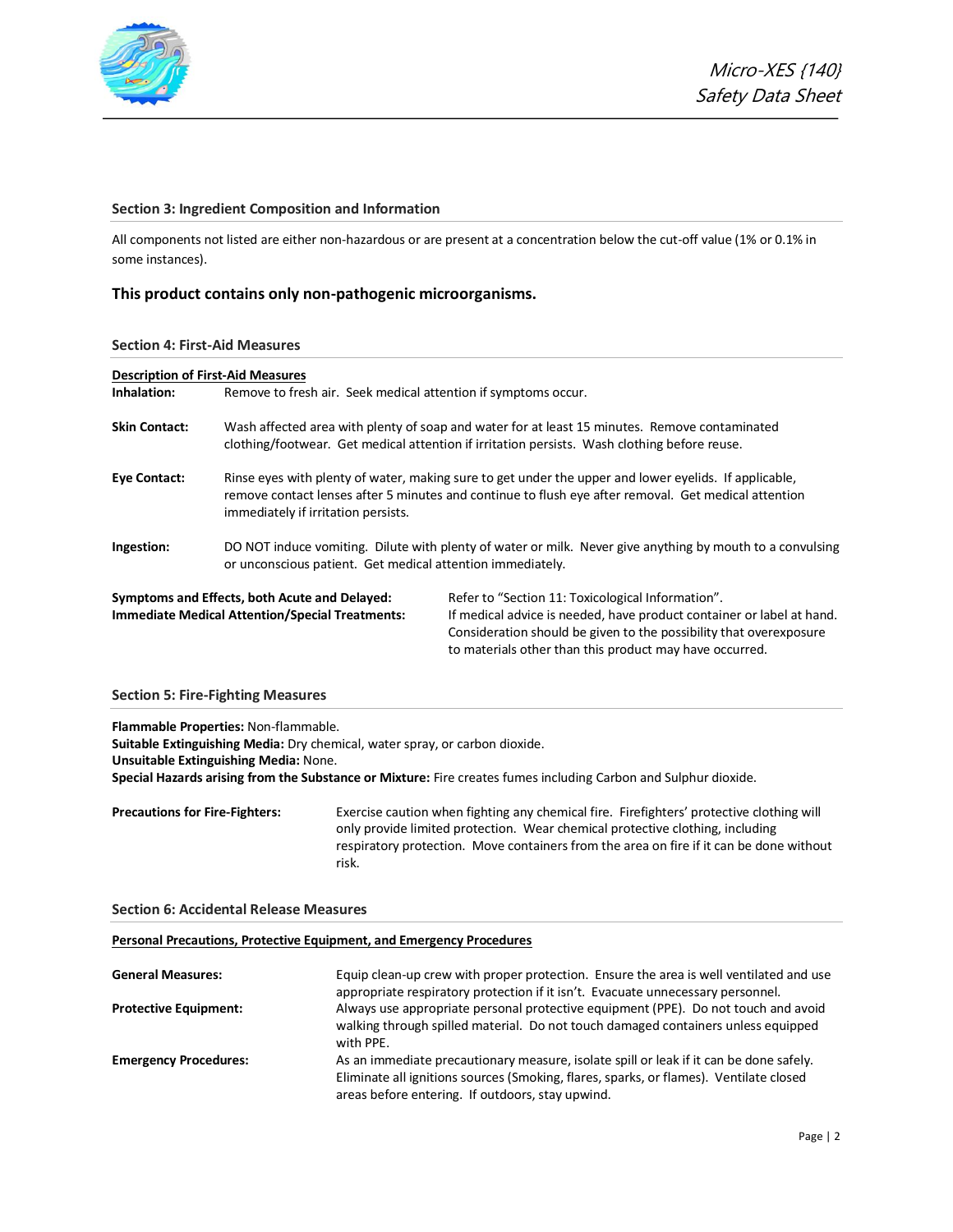## Section 3: Ingredient Composition and Information

All components not listed are either non-hazardous or are present at a concentration below the cut-off value (1% or 0.1% in some instances).

**This product contains only non-pathogenic microorganisms.**

## Section 4: First-Aid Measures

**Description of First-Aid Measures**

**Inhalation:** Remove to fresh air. Seek medical attention if symptoms occur.

**Skin Contact:** Wash affected area with plenty of soap and water for at least 15 minutes. Remove contaminated clothing/footwear. Get medical attention if irritation persists. Wash clothing before reuse.

**Eye Contact:** Rinse eyes with plenty of water, making sure to get under the upper and lower eyelids. If applicable, remove contact lenses after 5 minutes and continue to flush eye after removal. Get medical attention immediately if irritation persists.

**Ingestion:** DO NOT induce vomiting. Dilute with plenty of water or milk. Never give anything by mouth to a convulsing or unconscious patient. Get medical attention immediately.

**Symptoms and Effects, both Acute and Delayed:** Refer to "Section 11: Toxicological Information".

**Immediate Medical Attention/Special Treatments:** If medical advice is needed, have product container or label at hand. Consideration should be given to the possibility that overexposure to materials other than this product may have occurred.

## Section 5: Fire-Fighting Measures

**Flammable Properties:** Non-flammable.
**Suitable Extinguishing Media:** Dry chemical, water spray, or carbon dioxide.
**Unsuitable Extinguishing Media:** None.
**Special Hazards arising from the Substance or Mixture:** Fire creates fumes including Carbon and Sulphur dioxide.

**Precautions for Fire-Fighters:** Exercise caution when fighting any chemical fire. Firefighters' protective clothing will only provide limited protection. Wear chemical protective clothing, including respiratory protection. Move containers from the area on fire if it can be done without risk.

## Section 6: Accidental Release Measures

**Personal Precautions, Protective Equipment, and Emergency Procedures**

**General Measures:** Equip clean-up crew with proper protection. Ensure the area is well ventilated and use appropriate respiratory protection if it isn't. Evacuate unnecessary personnel.

**Protective Equipment:** Always use appropriate personal protective equipment (PPE). Do not touch and avoid walking through spilled material. Do not touch damaged containers unless equipped with PPE.

**Emergency Procedures:** As an immediate precautionary measure, isolate spill or leak if it can be done safely. Eliminate all ignitions sources (Smoking, flares, sparks, or flames). Ventilate closed areas before entering. If outdoors, stay upwind.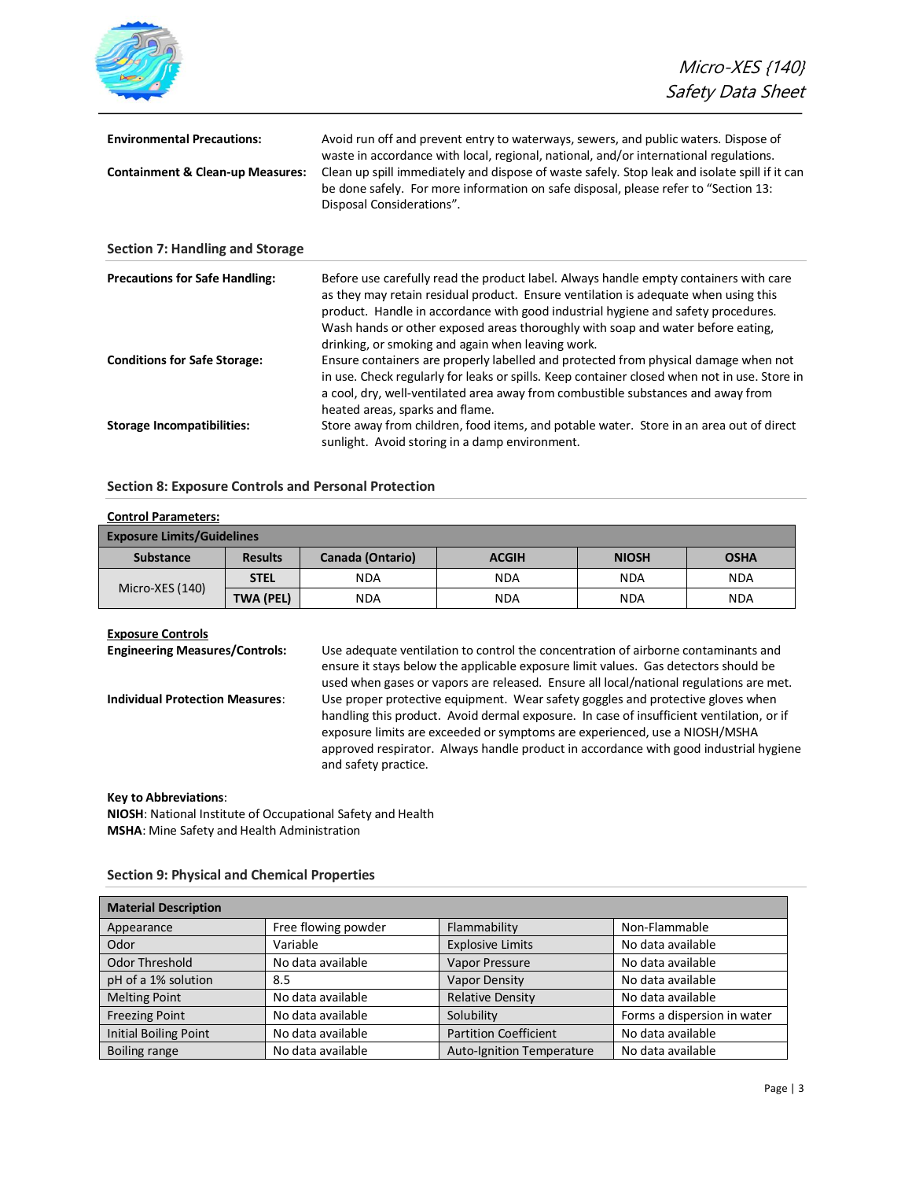**Environmental Precautions:** Avoid run off and prevent entry to waterways, sewers, and public waters. Dispose of waste in accordance with local, regional, national, and/or international regulations.

**Containment & Clean-up Measures:** Clean up spill immediately and dispose of waste safely. Stop leak and isolate spill if it can be done safely. For more information on safe disposal, please refer to "Section 13: Disposal Considerations".

## Section 7: Handling and Storage

**Precautions for Safe Handling:** Before use carefully read the product label. Always handle empty containers with care as they may retain residual product. Ensure ventilation is adequate when using this product. Handle in accordance with good industrial hygiene and safety procedures. Wash hands or other exposed areas thoroughly with soap and water before eating, drinking, or smoking and again when leaving work.

**Conditions for Safe Storage:** Ensure containers are properly labelled and protected from physical damage when not in use. Check regularly for leaks or spills. Keep container closed when not in use. Store in a cool, dry, well-ventilated area away from combustible substances and away from heated areas, sparks and flame.

**Storage Incompatibilities:** Store away from children, food items, and potable water. Store in an area out of direct sunlight. Avoid storing in a damp environment.

## Section 8: Exposure Controls and Personal Protection

**Control Parameters:**

| Exposure Limits/Guidelines | | | | | |
|---|---|---|---|---|---|
| **Substance** | **Results** | **Canada (Ontario)** | **ACGIH** | **NIOSH** | **OSHA** |
| Micro-XES (140) | **STEL** | NDA | NDA | NDA | NDA |
| | **TWA (PEL)** | NDA | NDA | NDA | NDA |

**Exposure Controls**

**Engineering Measures/Controls:** Use adequate ventilation to control the concentration of airborne contaminants and ensure it stays below the applicable exposure limit values. Gas detectors should be used when gases or vapors are released. Ensure all local/national regulations are met.

**Individual Protection Measures:** Use proper protective equipment. Wear safety goggles and protective gloves when handling this product. Avoid dermal exposure. In case of insufficient ventilation, or if exposure limits are exceeded or symptoms are experienced, use a NIOSH/MSHA approved respirator. Always handle product in accordance with good industrial hygiene and safety practice.

**Key to Abbreviations**:
**NIOSH**: National Institute of Occupational Safety and Health
**MSHA**: Mine Safety and Health Administration

## Section 9: Physical and Chemical Properties

| Material Description | | | |
|---|---|---|---|
| Appearance | Free flowing powder | Flammability | Non-Flammable |
| Odor | Variable | Explosive Limits | No data available |
| Odor Threshold | No data available | Vapor Pressure | No data available |
| pH of a 1% solution | 8.5 | Vapor Density | No data available |
| Melting Point | No data available | Relative Density | No data available |
| Freezing Point | No data available | Solubility | Forms a dispersion in water |
| Initial Boiling Point | No data available | Partition Coefficient | No data available |
| Boiling range | No data available | Auto-Ignition Temperature | No data available |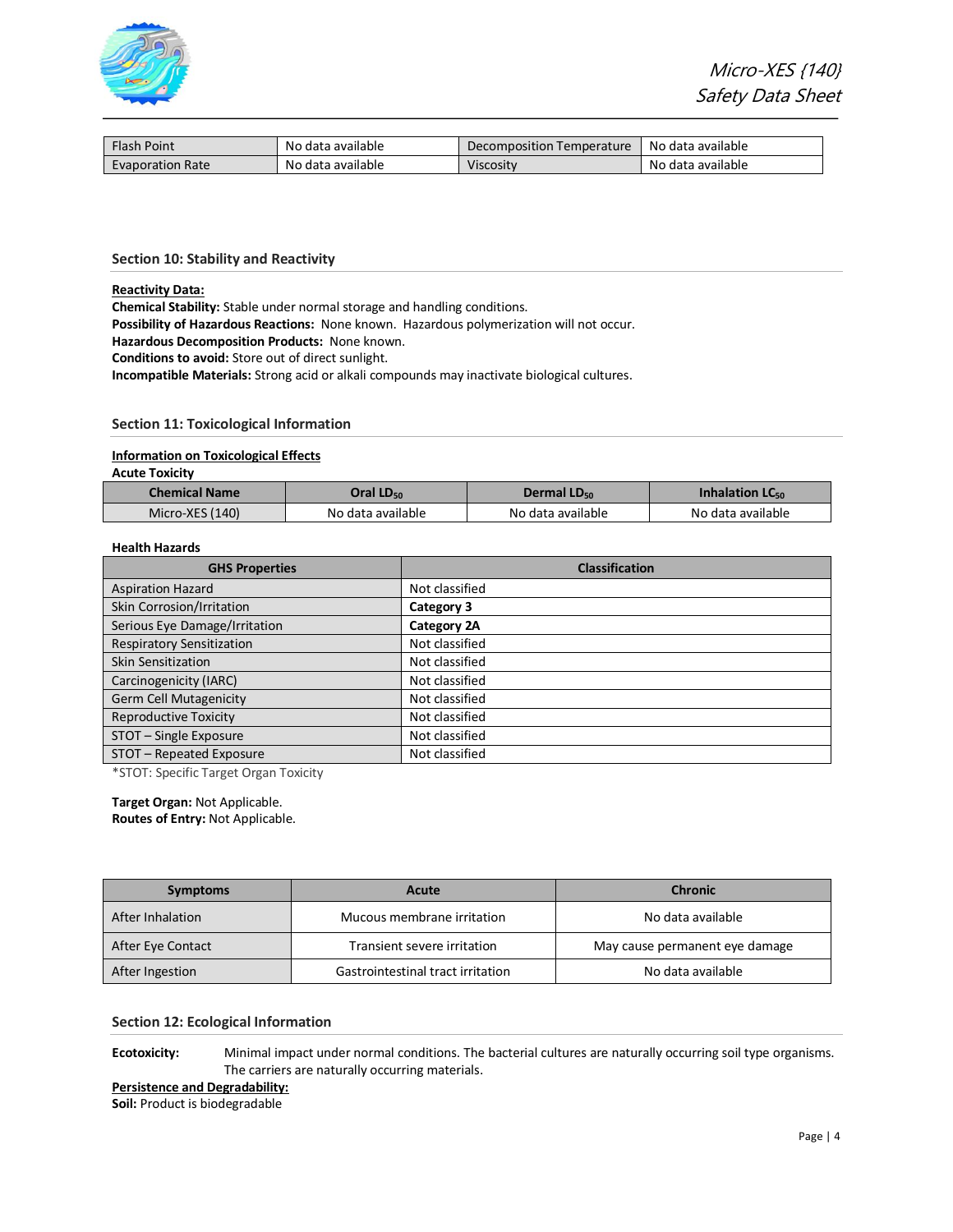| Flash Point | No data available | Decomposition Temperature | No data available |
|---|---|---|---|
| Evaporation Rate | No data available | Viscosity | No data available |

## Section 10: Stability and Reactivity

**Reactivity Data:**

**Chemical Stability:** Stable under normal storage and handling conditions.
**Possibility of Hazardous Reactions:** None known. Hazardous polymerization will not occur.
**Hazardous Decomposition Products:** None known.
**Conditions to avoid:** Store out of direct sunlight.
**Incompatible Materials:** Strong acid or alkali compounds may inactivate biological cultures.

## Section 11: Toxicological Information

**Information on Toxicological Effects**

**Acute Toxicity**

| Chemical Name | Oral $LD_{50}$ | Dermal $LD_{50}$ | Inhalation $LC_{50}$ |
|---|---|---|---|
| Micro-XES (140) | No data available | No data available | No data available |

**Health Hazards**

| GHS Properties | Classification |
|---|---|
| Aspiration Hazard | Not classified |
| Skin Corrosion/Irritation | **Category 3** |
| Serious Eye Damage/Irritation | **Category 2A** |
| Respiratory Sensitization | Not classified |
| Skin Sensitization | Not classified |
| Carcinogenicity (IARC) | Not classified |
| Germ Cell Mutagenicity | Not classified |
| Reproductive Toxicity | Not classified |
| STOT – Single Exposure | Not classified |
| STOT – Repeated Exposure | Not classified |

*STOT: Specific Target Organ Toxicity

**Target Organ:** Not Applicable.
**Routes of Entry:** Not Applicable.

| Symptoms | Acute | Chronic |
|---|---|---|
| After Inhalation | Mucous membrane irritation | No data available |
| After Eye Contact | Transient severe irritation | May cause permanent eye damage |
| After Ingestion | Gastrointestinal tract irritation | No data available |

## Section 12: Ecological Information

**Ecotoxicity:** Minimal impact under normal conditions. The bacterial cultures are naturally occurring soil type organisms. The carriers are naturally occurring materials.

**Persistence and Degradability:**

**Soil:** Product is biodegradable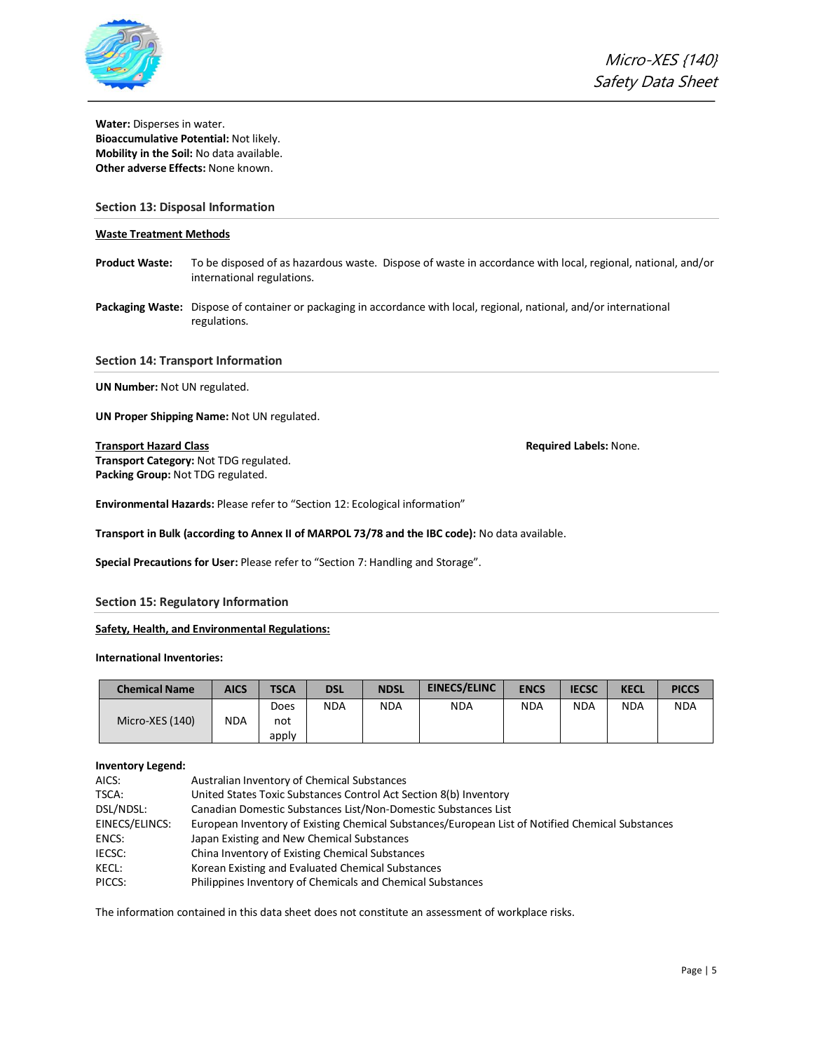**Water:** Disperses in water.
**Bioaccumulative Potential:** Not likely.
**Mobility in the Soil:** No data available.
**Other adverse Effects:** None known.

## Section 13: Disposal Information

**Waste Treatment Methods**

**Product Waste:** To be disposed of as hazardous waste. Dispose of waste in accordance with local, regional, national, and/or international regulations.

**Packaging Waste:** Dispose of container or packaging in accordance with local, regional, national, and/or international regulations.

## Section 14: Transport Information

**UN Number:** Not UN regulated.

**UN Proper Shipping Name:** Not UN regulated.

**Transport Hazard Class**
**Transport Category:** Not TDG regulated.
**Packing Group:** Not TDG regulated.

**Required Labels:** None.

**Environmental Hazards:** Please refer to "Section 12: Ecological information"

**Transport in Bulk (according to Annex II of MARPOL 73/78 and the IBC code):** No data available.

**Special Precautions for User:** Please refer to "Section 7: Handling and Storage".

## Section 15: Regulatory Information

**Safety, Health, and Environmental Regulations:**

**International Inventories:**

| Chemical Name | AICS | TSCA | DSL | NDSL | EINECS/ELINC | ENCS | IECSC | KECL | PICCS |
|---|---|---|---|---|---|---|---|---|---|
| Micro-XES (140) | NDA | Does not apply | NDA | NDA | NDA | NDA | NDA | NDA | NDA |

**Inventory Legend:**

AICS: Australian Inventory of Chemical Substances
TSCA: United States Toxic Substances Control Act Section 8(b) Inventory
DSL/NDSL: Canadian Domestic Substances List/Non-Domestic Substances List
EINECS/ELINCS: European Inventory of Existing Chemical Substances/European List of Notified Chemical Substances
ENCS: Japan Existing and New Chemical Substances
IECSC: China Inventory of Existing Chemical Substances
KECL: Korean Existing and Evaluated Chemical Substances
PICCS: Philippines Inventory of Chemicals and Chemical Substances

The information contained in this data sheet does not constitute an assessment of workplace risks.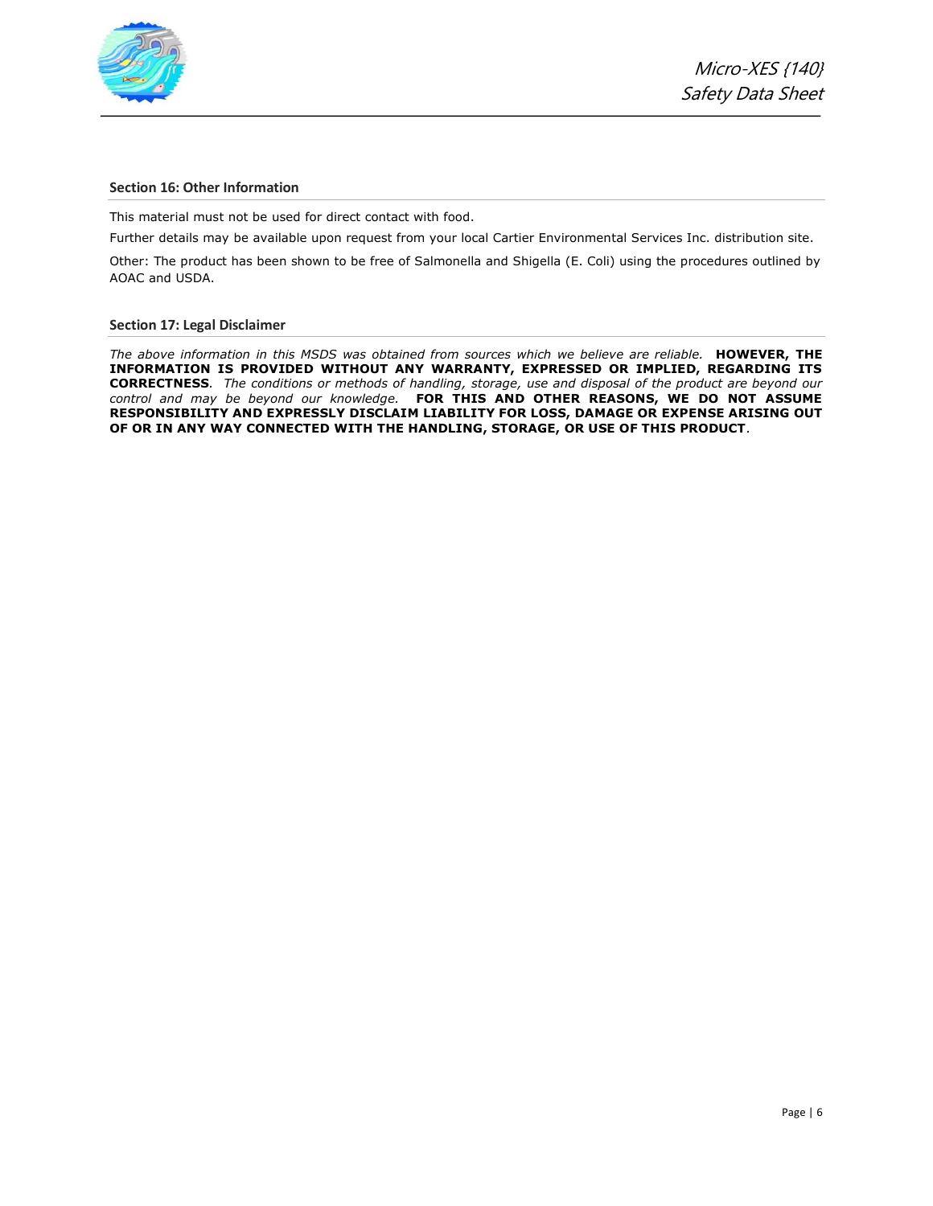### Section 16: Other Information

This material must not be used for direct contact with food.

Further details may be available upon request from your local Cartier Environmental Services Inc. distribution site.

Other: The product has been shown to be free of Salmonella and Shigella (E. Coli) using the procedures outlined by AOAC and USDA.

### Section 17: Legal Disclaimer

*The above information in this MSDS was obtained from sources which we believe are reliable.* **HOWEVER, THE INFORMATION IS PROVIDED WITHOUT ANY WARRANTY, EXPRESSED OR IMPLIED, REGARDING ITS CORRECTNESS**. *The conditions or methods of handling, storage, use and disposal of the product are beyond our control and may be beyond our knowledge.* **FOR THIS AND OTHER REASONS, WE DO NOT ASSUME RESPONSIBILITY AND EXPRESSLY DISCLAIM LIABILITY FOR LOSS, DAMAGE OR EXPENSE ARISING OUT OF OR IN ANY WAY CONNECTED WITH THE HANDLING, STORAGE, OR USE OF THIS PRODUCT**.